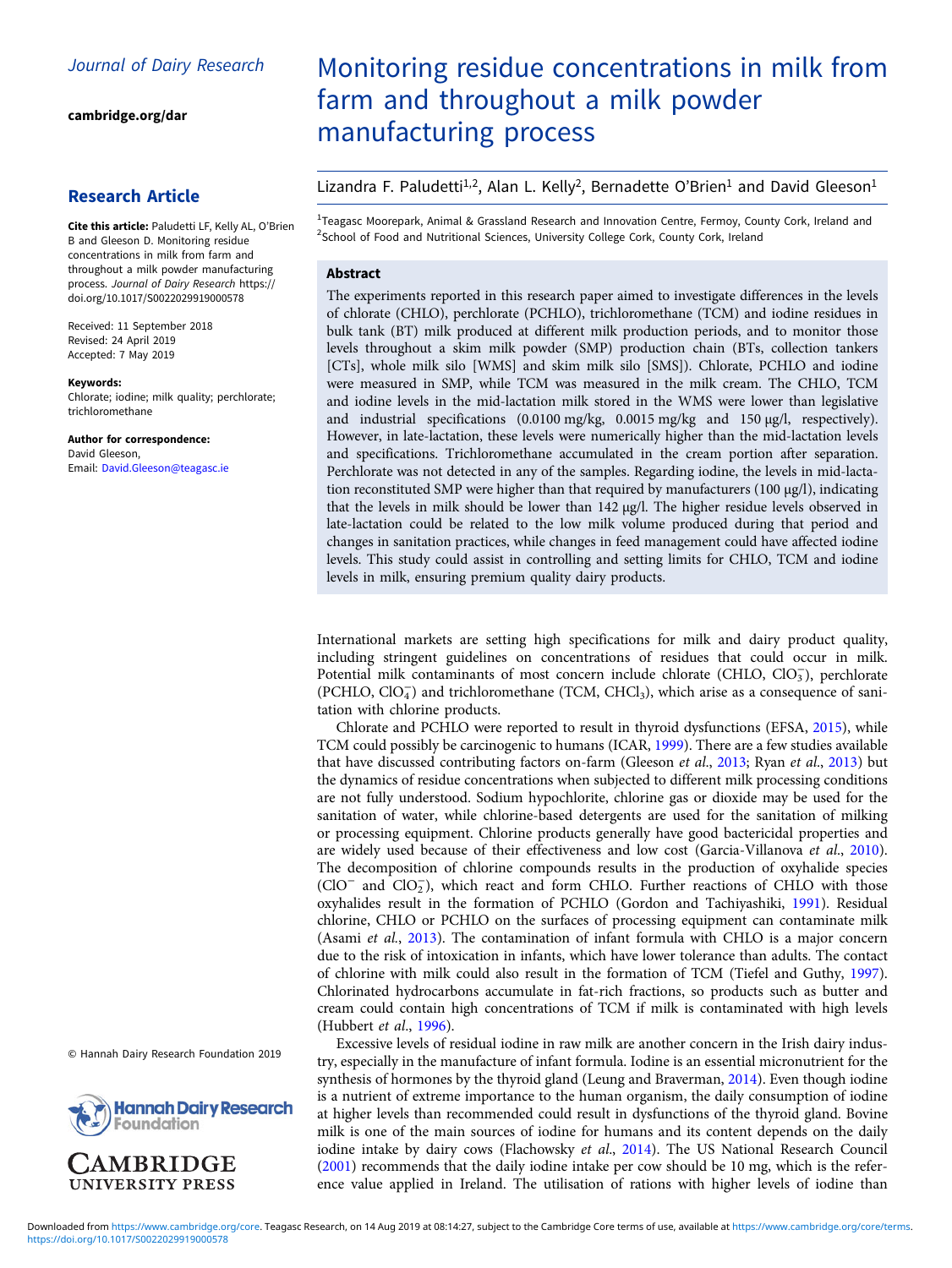Journal of Dairy Research

cambridge.org/dar

## Research Article

**Cite this article:** Paludetti LF, Kelly AL, O'Brien B and Gleeson D. Monitoring residue concentrations in milk from farm and throughout a milk powder manufacturing process. *Journal of Dairy Research* https://doi.org/10.1017/S0022029919000578

Received: 11 September 2018
Revised: 24 April 2019
Accepted: 7 May 2019

**Keywords:**
Chlorate; iodine; milk quality; perchlorate; trichloromethane

**Author for correspondence:**
David Gleeson,
Email: David.Gleeson@teagasc.ie

© Hannah Dairy Research Foundation 2019

# Monitoring residue concentrations in milk from farm and throughout a milk powder manufacturing process

Lizandra F. Paludetti[1,2], Alan L. Kelly[2], Bernadette O'Brien[1] and David Gleeson[1]

[1]Teagasc Moorepark, Animal & Grassland Research and Innovation Centre, Fermoy, County Cork, Ireland and [2]School of Food and Nutritional Sciences, University College Cork, County Cork, Ireland

## Abstract

The experiments reported in this research paper aimed to investigate differences in the levels of chlorate (CHLO), perchlorate (PCHLO), trichloromethane (TCM) and iodine residues in bulk tank (BT) milk produced at different milk production periods, and to monitor those levels throughout a skim milk powder (SMP) production chain (BTs, collection tankers [CTs], whole milk silo [WMS] and skim milk silo [SMS]). Chlorate, PCHLO and iodine were measured in SMP, while TCM was measured in the milk cream. The CHLO, TCM and iodine levels in the mid-lactation milk stored in the WMS were lower than legislative and industrial specifications (0.0100 mg/kg, 0.0015 mg/kg and 150 µg/l, respectively). However, in late-lactation, these levels were numerically higher than the mid-lactation levels and specifications. Trichloromethane accumulated in the cream portion after separation. Perchlorate was not detected in any of the samples. Regarding iodine, the levels in mid-lactation reconstituted SMP were higher than that required by manufacturers (100 µg/l), indicating that the levels in milk should be lower than 142 µg/l. The higher residue levels observed in late-lactation could be related to the low milk volume produced during that period and changes in sanitation practices, while changes in feed management could have affected iodine levels. This study could assist in controlling and setting limits for CHLO, TCM and iodine levels in milk, ensuring premium quality dairy products.

International markets are setting high specifications for milk and dairy product quality, including stringent guidelines on concentrations of residues that could occur in milk. Potential milk contaminants of most concern include chlorate (CHLO, $ClO_3^-$), perchlorate (PCHLO, $ClO_4^-$) and trichloromethane (TCM, $CHCl_3$), which arise as a consequence of sanitation with chlorine products.

Chlorate and PCHLO were reported to result in thyroid dysfunctions (EFSA, 2015), while TCM could possibly be carcinogenic to humans (ICAR, 1999). There are a few studies available that have discussed contributing factors on-farm (Gleeson *et al.*, 2013; Ryan *et al.*, 2013) but the dynamics of residue concentrations when subjected to different milk processing conditions are not fully understood. Sodium hypochlorite, chlorine gas or dioxide may be used for the sanitation of water, while chlorine-based detergents are used for the sanitation of milking or processing equipment. Chlorine products generally have good bactericidal properties and are widely used because of their effectiveness and low cost (Garcia-Villanova *et al.*, 2010). The decomposition of chlorine compounds results in the production of oxyhalide species ($ClO^-$ and $ClO_2^-$), which react and form CHLO. Further reactions of CHLO with those oxyhalides result in the formation of PCHLO (Gordon and Tachiyashiki, 1991). Residual chlorine, CHLO or PCHLO on the surfaces of processing equipment can contaminate milk (Asami *et al.*, 2013). The contamination of infant formula with CHLO is a major concern due to the risk of intoxication in infants, which have lower tolerance than adults. The contact of chlorine with milk could also result in the formation of TCM (Tiefel and Guthy, 1997). Chlorinated hydrocarbons accumulate in fat-rich fractions, so products such as butter and cream could contain high concentrations of TCM if milk is contaminated with high levels (Hubbert *et al.*, 1996).

Excessive levels of residual iodine in raw milk are another concern in the Irish dairy industry, especially in the manufacture of infant formula. Iodine is an essential micronutrient for the synthesis of hormones by the thyroid gland (Leung and Braverman, 2014). Even though iodine is a nutrient of extreme importance to the human organism, the daily consumption of iodine at higher levels than recommended could result in dysfunctions of the thyroid gland. Bovine milk is one of the main sources of iodine for humans and its content depends on the daily iodine intake by dairy cows (Flachowsky *et al.*, 2014). The US National Research Council (2001) recommends that the daily iodine intake per cow should be 10 mg, which is the reference value applied in Ireland. The utilisation of rations with higher levels of iodine than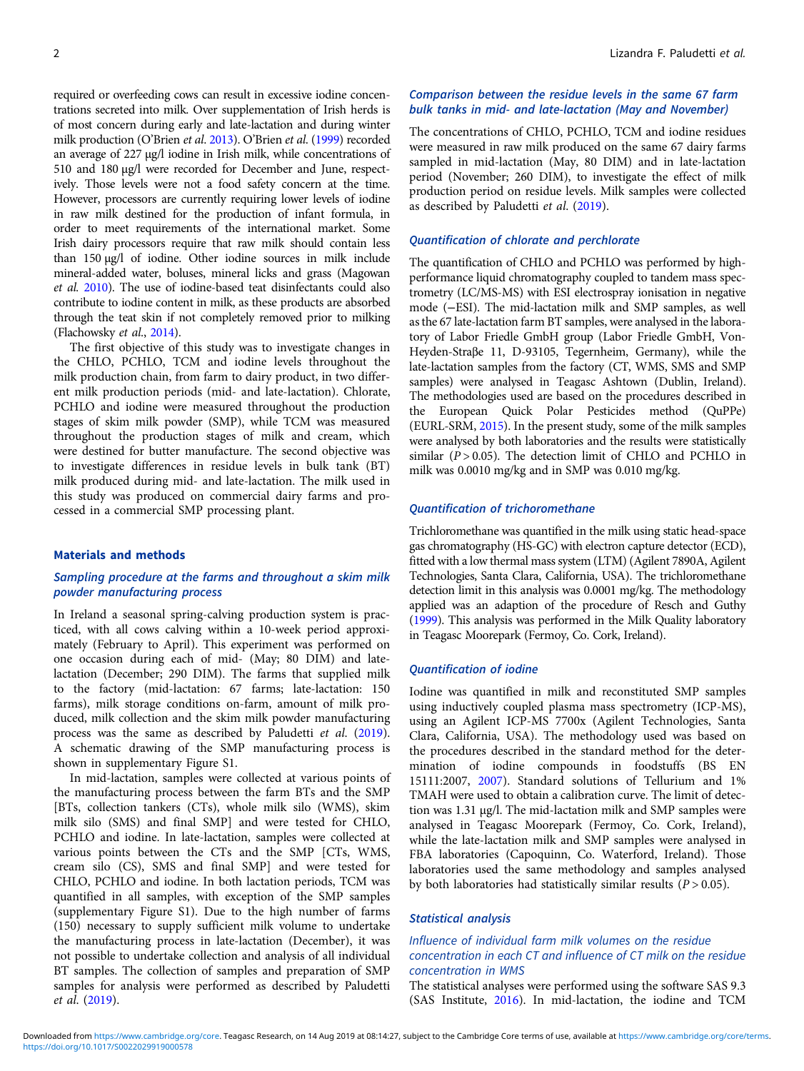required or overfeeding cows can result in excessive iodine concentrations secreted into milk. Over supplementation of Irish herds is of most concern during early and late-lactation and during winter milk production (O'Brien *et al.* 2013). O'Brien *et al.* (1999) recorded an average of 227 µg/l iodine in Irish milk, while concentrations of 510 and 180 µg/l were recorded for December and June, respectively. Those levels were not a food safety concern at the time. However, processors are currently requiring lower levels of iodine in raw milk destined for the production of infant formula, in order to meet requirements of the international market. Some Irish dairy processors require that raw milk should contain less than 150 µg/l of iodine. Other iodine sources in milk include mineral-added water, boluses, mineral licks and grass (Magowan *et al.* 2010). The use of iodine-based teat disinfectants could also contribute to iodine content in milk, as these products are absorbed through the teat skin if not completely removed prior to milking (Flachowsky *et al.*, 2014).

The first objective of this study was to investigate changes in the CHLO, PCHLO, TCM and iodine levels throughout the milk production chain, from farm to dairy product, in two different milk production periods (mid- and late-lactation). Chlorate, PCHLO and iodine were measured throughout the production stages of skim milk powder (SMP), while TCM was measured throughout the production stages of milk and cream, which were destined for butter manufacture. The second objective was to investigate differences in residue levels in bulk tank (BT) milk produced during mid- and late-lactation. The milk used in this study was produced on commercial dairy farms and processed in a commercial SMP processing plant.

## Materials and methods

### Sampling procedure at the farms and throughout a skim milk powder manufacturing process

In Ireland a seasonal spring-calving production system is practiced, with all cows calving within a 10-week period approximately (February to April). This experiment was performed on one occasion during each of mid- (May; 80 DIM) and late-lactation (December; 290 DIM). The farms that supplied milk to the factory (mid-lactation: 67 farms; late-lactation: 150 farms), milk storage conditions on-farm, amount of milk produced, milk collection and the skim milk powder manufacturing process was the same as described by Paludetti *et al.* (2019). A schematic drawing of the SMP manufacturing process is shown in supplementary Figure S1.

In mid-lactation, samples were collected at various points of the manufacturing process between the farm BTs and the SMP [BTs, collection tankers (CTs), whole milk silo (WMS), skim milk silo (SMS) and final SMP] and were tested for CHLO, PCHLO and iodine. In late-lactation, samples were collected at various points between the CTs and the SMP [CTs, WMS, cream silo (CS), SMS and final SMP] and were tested for CHLO, PCHLO and iodine. In both lactation periods, TCM was quantified in all samples, with exception of the SMP samples (supplementary Figure S1). Due to the high number of farms (150) necessary to supply sufficient milk volume to undertake the manufacturing process in late-lactation (December), it was not possible to undertake collection and analysis of all individual BT samples. The collection of samples and preparation of SMP samples for analysis were performed as described by Paludetti *et al.* (2019).

### Comparison between the residue levels in the same 67 farm bulk tanks in mid- and late-lactation (May and November)

The concentrations of CHLO, PCHLO, TCM and iodine residues were measured in raw milk produced on the same 67 dairy farms sampled in mid-lactation (May, 80 DIM) and in late-lactation period (November; 260 DIM), to investigate the effect of milk production period on residue levels. Milk samples were collected as described by Paludetti *et al.* (2019).

### Quantification of chlorate and perchlorate

The quantification of CHLO and PCHLO was performed by high-performance liquid chromatography coupled to tandem mass spectrometry (LC/MS-MS) with ESI electrospray ionisation in negative mode (−ESI). The mid-lactation milk and SMP samples, as well as the 67 late-lactation farm BT samples, were analysed in the laboratory of Labor Friedle GmbH group (Labor Friedle GmbH, Von-Heyden-Straβe 11, D-93105, Tegernheim, Germany), while the late-lactation samples from the factory (CT, WMS, SMS and SMP samples) were analysed in Teagasc Ashtown (Dublin, Ireland). The methodologies used are based on the procedures described in the European Quick Polar Pesticides method (QuPPe) (EURL-SRM, 2015). In the present study, some of the milk samples were analysed by both laboratories and the results were statistically similar ($P > 0.05$). The detection limit of CHLO and PCHLO in milk was 0.0010 mg/kg and in SMP was 0.010 mg/kg.

### Quantification of trichoromethane

Trichloromethane was quantified in the milk using static head-space gas chromatography (HS-GC) with electron capture detector (ECD), fitted with a low thermal mass system (LTM) (Agilent 7890A, Agilent Technologies, Santa Clara, California, USA). The trichloromethane detection limit in this analysis was 0.0001 mg/kg. The methodology applied was an adaption of the procedure of Resch and Guthy (1999). This analysis was performed in the Milk Quality laboratory in Teagasc Moorepark (Fermoy, Co. Cork, Ireland).

### Quantification of iodine

Iodine was quantified in milk and reconstituted SMP samples using inductively coupled plasma mass spectrometry (ICP-MS), using an Agilent ICP-MS 7700x (Agilent Technologies, Santa Clara, California, USA). The methodology used was based on the procedures described in the standard method for the determination of iodine compounds in foodstuffs (BS EN 15111:2007, 2007). Standard solutions of Tellurium and 1% TMAH were used to obtain a calibration curve. The limit of detection was 1.31 µg/l. The mid-lactation milk and SMP samples were analysed in Teagasc Moorepark (Fermoy, Co. Cork, Ireland), while the late-lactation milk and SMP samples were analysed in FBA laboratories (Capoquinn, Co. Waterford, Ireland). Those laboratories used the same methodology and samples analysed by both laboratories had statistically similar results ($P > 0.05$).

### Statistical analysis

#### Influence of individual farm milk volumes on the residue concentration in each CT and influence of CT milk on the residue concentration in WMS

The statistical analyses were performed using the software SAS 9.3 (SAS Institute, 2016). In mid-lactation, the iodine and TCM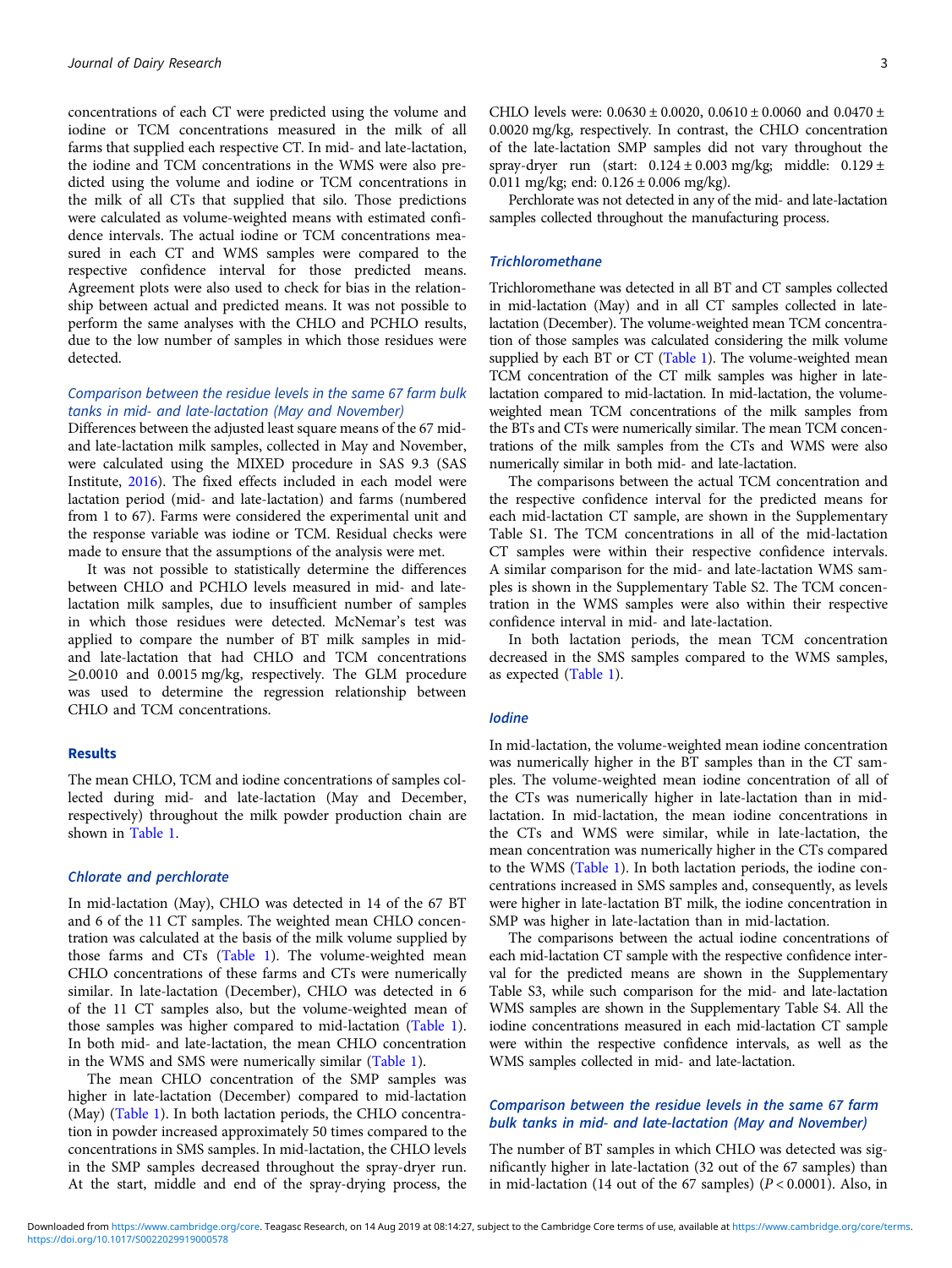concentrations of each CT were predicted using the volume and iodine or TCM concentrations measured in the milk of all farms that supplied each respective CT. In mid- and late-lactation, the iodine and TCM concentrations in the WMS were also predicted using the volume and iodine or TCM concentrations in the milk of all CTs that supplied that silo. Those predictions were calculated as volume-weighted means with estimated confidence intervals. The actual iodine or TCM concentrations measured in each CT and WMS samples were compared to the respective confidence interval for those predicted means. Agreement plots were also used to check for bias in the relationship between actual and predicted means. It was not possible to perform the same analyses with the CHLO and PCHLO results, due to the low number of samples in which those residues were detected.

### Comparison between the residue levels in the same 67 farm bulk tanks in mid- and late-lactation (May and November)

Differences between the adjusted least square means of the 67 mid- and late-lactation milk samples, collected in May and November, were calculated using the MIXED procedure in SAS 9.3 (SAS Institute, 2016). The fixed effects included in each model were lactation period (mid- and late-lactation) and farms (numbered from 1 to 67). Farms were considered the experimental unit and the response variable was iodine or TCM. Residual checks were made to ensure that the assumptions of the analysis were met.

It was not possible to statistically determine the differences between CHLO and PCHLO levels measured in mid- and late-lactation milk samples, due to insufficient number of samples in which those residues were detected. McNemar's test was applied to compare the number of BT milk samples in mid- and late-lactation that had CHLO and TCM concentrations $\geq$0.0010 and 0.0015 mg/kg, respectively. The GLM procedure was used to determine the regression relationship between CHLO and TCM concentrations.

## Results

The mean CHLO, TCM and iodine concentrations of samples collected during mid- and late-lactation (May and December, respectively) throughout the milk powder production chain are shown in Table 1.

### Chlorate and perchlorate

In mid-lactation (May), CHLO was detected in 14 of the 67 BT and 6 of the 11 CT samples. The weighted mean CHLO concentration was calculated at the basis of the milk volume supplied by those farms and CTs (Table 1). The volume-weighted mean CHLO concentrations of these farms and CTs were numerically similar. In late-lactation (December), CHLO was detected in 6 of the 11 CT samples also, but the volume-weighted mean of those samples was higher compared to mid-lactation (Table 1). In both mid- and late-lactation, the mean CHLO concentration in the WMS and SMS were numerically similar (Table 1).

The mean CHLO concentration of the SMP samples was higher in late-lactation (December) compared to mid-lactation (May) (Table 1). In both lactation periods, the CHLO concentration in powder increased approximately 50 times compared to the concentrations in SMS samples. In mid-lactation, the CHLO levels in the SMP samples decreased throughout the spray-dryer run. At the start, middle and end of the spray-drying process, the CHLO levels were: $0.0630 \pm 0.0020$, $0.0610 \pm 0.0060$ and $0.0470 \pm 0.0020$ mg/kg, respectively. In contrast, the CHLO concentration of the late-lactation SMP samples did not vary throughout the spray-dryer run (start: $0.124 \pm 0.003$ mg/kg; middle: $0.129 \pm 0.011$ mg/kg; end: $0.126 \pm 0.006$ mg/kg).

Perchlorate was not detected in any of the mid- and late-lactation samples collected throughout the manufacturing process.

### Trichloromethane

Trichloromethane was detected in all BT and CT samples collected in mid-lactation (May) and in all CT samples collected in late-lactation (December). The volume-weighted mean TCM concentration of those samples was calculated considering the milk volume supplied by each BT or CT (Table 1). The volume-weighted mean TCM concentration of the CT milk samples was higher in late-lactation compared to mid-lactation. In mid-lactation, the volume-weighted mean TCM concentrations of the milk samples from the BTs and CTs were numerically similar. The mean TCM concentrations of the milk samples from the CTs and WMS were also numerically similar in both mid- and late-lactation.

The comparisons between the actual TCM concentration and the respective confidence interval for the predicted means for each mid-lactation CT sample, are shown in the Supplementary Table S1. The TCM concentrations in all of the mid-lactation CT samples were within their respective confidence intervals. A similar comparison for the mid- and late-lactation WMS samples is shown in the Supplementary Table S2. The TCM concentration in the WMS samples were also within their respective confidence interval in mid- and late-lactation.

In both lactation periods, the mean TCM concentration decreased in the SMS samples compared to the WMS samples, as expected (Table 1).

### Iodine

In mid-lactation, the volume-weighted mean iodine concentration was numerically higher in the BT samples than in the CT samples. The volume-weighted mean iodine concentration of all of the CTs was numerically higher in late-lactation than in mid-lactation. In mid-lactation, the mean iodine concentrations in the CTs and WMS were similar, while in late-lactation, the mean concentration was numerically higher in the CTs compared to the WMS (Table 1). In both lactation periods, the iodine concentrations increased in SMS samples and, consequently, as levels were higher in late-lactation BT milk, the iodine concentration in SMP was higher in late-lactation than in mid-lactation.

The comparisons between the actual iodine concentrations of each mid-lactation CT sample with the respective confidence interval for the predicted means are shown in the Supplementary Table S3, while such comparison for the mid- and late-lactation WMS samples are shown in the Supplementary Table S4. All the iodine concentrations measured in each mid-lactation CT sample were within the respective confidence intervals, as well as the WMS samples collected in mid- and late-lactation.

### Comparison between the residue levels in the same 67 farm bulk tanks in mid- and late-lactation (May and November)

The number of BT samples in which CHLO was detected was significantly higher in late-lactation (32 out of the 67 samples) than in mid-lactation (14 out of the 67 samples) ($P < 0.0001$). Also, in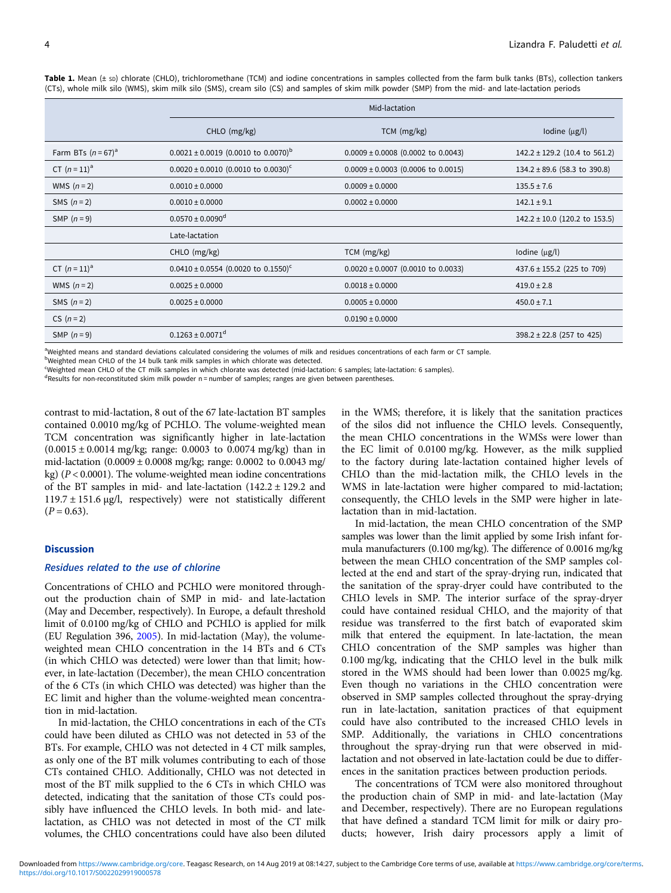**Table 1.** Mean (± SD) chlorate (CHLO), trichloromethane (TCM) and iodine concentrations in samples collected from the farm bulk tanks (BTs), collection tankers (CTs), whole milk silo (WMS), skim milk silo (SMS), cream silo (CS) and samples of skim milk powder (SMP) from the mid- and late-lactation periods

| | Mid-lactation | | |
|---|---|---|---|
| | CHLO (mg/kg) | TCM (mg/kg) | Iodine (μg/l) |
| Farm BTs ($n = 67$)[a] | 0.0021 ± 0.0019 (0.0010 to 0.0070)[b] | 0.0009 ± 0.0008 (0.0002 to 0.0043) | 142.2 ± 129.2 (10.4 to 561.2) |
| CT ($n = 11$)[a] | 0.0020 ± 0.0010 (0.0010 to 0.0030)[c] | 0.0009 ± 0.0003 (0.0006 to 0.0015) | 134.2 ± 89.6 (58.3 to 390.8) |
| WMS ($n = 2$) | 0.0010 ± 0.0000 | 0.0009 ± 0.0000 | 135.5 ± 7.6 |
| SMS ($n = 2$) | 0.0010 ± 0.0000 | 0.0002 ± 0.0000 | 142.1 ± 9.1 |
| SMP ($n = 9$) | 0.0570 ± 0.0090[d] | | 142.2 ± 10.0 (120.2 to 153.5) |
| | Late-lactation | | |
| | CHLO (mg/kg) | TCM (mg/kg) | Iodine (μg/l) |
| CT ($n = 11$)[a] | 0.0410 ± 0.0554 (0.0020 to 0.1550)[c] | 0.0020 ± 0.0007 (0.0010 to 0.0033) | 437.6 ± 155.2 (225 to 709) |
| WMS ($n = 2$) | 0.0025 ± 0.0000 | 0.0018 ± 0.0000 | 419.0 ± 2.8 |
| SMS ($n = 2$) | 0.0025 ± 0.0000 | 0.0005 ± 0.0000 | 450.0 ± 7.1 |
| CS ($n = 2$) | | 0.0190 ± 0.0000 | |
| SMP ($n = 9$) | 0.1263 ± 0.0071[d] | | 398.2 ± 22.8 (257 to 425) |

[a]Weighted means and standard deviations calculated considering the volumes of milk and residues concentrations of each farm or CT sample.
[b]Weighted mean CHLO of the 14 bulk tank milk samples in which chlorate was detected.
[c]Weighted mean CHLO of the CT milk samples in which chlorate was detected (mid-lactation: 6 samples; late-lactation: 6 samples).
[d]Results for non-reconstituted skim milk powder n = number of samples; ranges are given between parentheses.

contrast to mid-lactation, 8 out of the 67 late-lactation BT samples contained 0.0010 mg/kg of PCHLO. The volume-weighted mean TCM concentration was significantly higher in late-lactation (0.0015 ± 0.0014 mg/kg; range: 0.0003 to 0.0074 mg/kg) than in mid-lactation (0.0009 ± 0.0008 mg/kg; range: 0.0002 to 0.0043 mg/kg) ($P < 0.0001$). The volume-weighted mean iodine concentrations of the BT samples in mid- and late-lactation (142.2 ± 129.2 and 119.7 ± 151.6 μg/l, respectively) were not statistically different ($P = 0.63$).

## Discussion

### Residues related to the use of chlorine

Concentrations of CHLO and PCHLO were monitored throughout the production chain of SMP in mid- and late-lactation (May and December, respectively). In Europe, a default threshold limit of 0.0100 mg/kg of CHLO and PCHLO is applied for milk (EU Regulation 396, 2005). In mid-lactation (May), the volume-weighted mean CHLO concentration in the 14 BTs and 6 CTs (in which CHLO was detected) were lower than that limit; however, in late-lactation (December), the mean CHLO concentration of the 6 CTs (in which CHLO was detected) was higher than the EC limit and higher than the volume-weighted mean concentration in mid-lactation.

In mid-lactation, the CHLO concentrations in each of the CTs could have been diluted as CHLO was not detected in 53 of the BTs. For example, CHLO was not detected in 4 CT milk samples, as only one of the BT milk volumes contributing to each of those CTs contained CHLO. Additionally, CHLO was not detected in most of the BT milk supplied to the 6 CTs in which CHLO was detected, indicating that the sanitation of those CTs could possibly have influenced the CHLO levels. In both mid- and late-lactation, as CHLO was not detected in most of the CT milk volumes, the CHLO concentrations could have also been diluted in the WMS; therefore, it is likely that the sanitation practices of the silos did not influence the CHLO levels. Consequently, the mean CHLO concentrations in the WMSs were lower than the EC limit of 0.0100 mg/kg. However, as the milk supplied to the factory during late-lactation contained higher levels of CHLO than the mid-lactation milk, the CHLO levels in the WMS in late-lactation were higher compared to mid-lactation; consequently, the CHLO levels in the SMP were higher in late-lactation than in mid-lactation.

In mid-lactation, the mean CHLO concentration of the SMP samples was lower than the limit applied by some Irish infant formula manufacturers (0.100 mg/kg). The difference of 0.0016 mg/kg between the mean CHLO concentration of the SMP samples collected at the end and start of the spray-drying run, indicated that the sanitation of the spray-dryer could have contributed to the CHLO levels in SMP. The interior surface of the spray-dryer could have contained residual CHLO, and the majority of that residue was transferred to the first batch of evaporated skim milk that entered the equipment. In late-lactation, the mean CHLO concentration of the SMP samples was higher than 0.100 mg/kg, indicating that the CHLO level in the bulk milk stored in the WMS should have been lower than 0.0025 mg/kg. Even though no variations in the CHLO concentration were observed in SMP samples collected throughout the spray-drying run in late-lactation, sanitation practices of that equipment could have also contributed to the increased CHLO levels in SMP. Additionally, the variations in CHLO concentrations throughout the spray-drying run that were observed in mid-lactation and not observed in late-lactation could be due to differences in the sanitation practices between production periods.

The concentrations of TCM were also monitored throughout the production chain of SMP in mid- and late-lactation (May and December, respectively). There are no European regulations that have defined a standard TCM limit for milk or dairy products; however, Irish dairy processors apply a limit of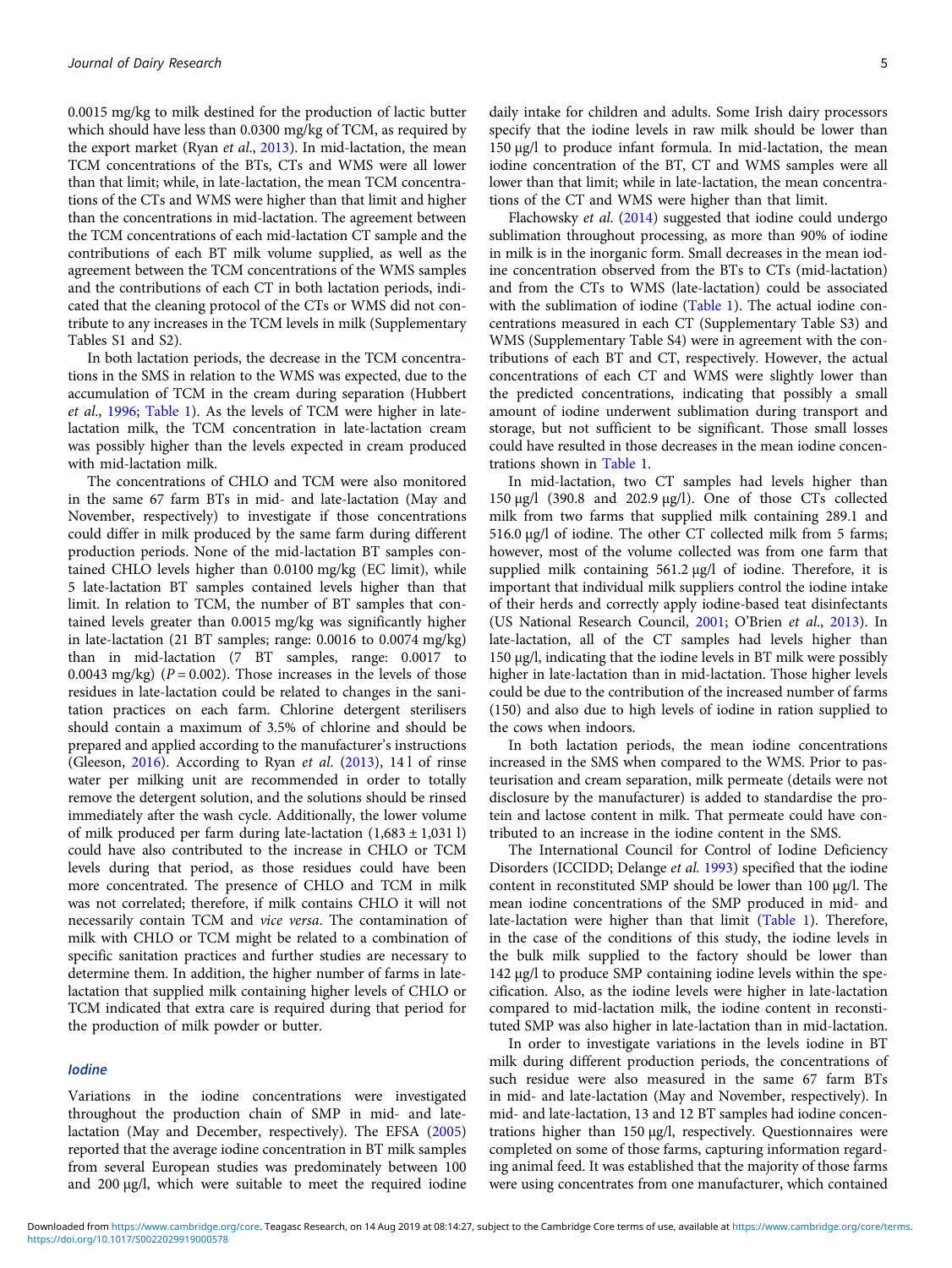0.0015 mg/kg to milk destined for the production of lactic butter which should have less than 0.0300 mg/kg of TCM, as required by the export market (Ryan *et al*., 2013). In mid-lactation, the mean TCM concentrations of the BTs, CTs and WMS were all lower than that limit; while, in late-lactation, the mean TCM concentrations of the CTs and WMS were higher than that limit and higher than the concentrations in mid-lactation. The agreement between the TCM concentrations of each mid-lactation CT sample and the contributions of each BT milk volume supplied, as well as the agreement between the TCM concentrations of the WMS samples and the contributions of each CT in both lactation periods, indicated that the cleaning protocol of the CTs or WMS did not contribute to any increases in the TCM levels in milk (Supplementary Tables S1 and S2).

In both lactation periods, the decrease in the TCM concentrations in the SMS in relation to the WMS was expected, due to the accumulation of TCM in the cream during separation (Hubbert *et al*., 1996; Table 1). As the levels of TCM were higher in late-lactation milk, the TCM concentration in late-lactation cream was possibly higher than the levels expected in cream produced with mid-lactation milk.

The concentrations of CHLO and TCM were also monitored in the same 67 farm BTs in mid- and late-lactation (May and November, respectively) to investigate if those concentrations could differ in milk produced by the same farm during different production periods. None of the mid-lactation BT samples contained CHLO levels higher than 0.0100 mg/kg (EC limit), while 5 late-lactation BT samples contained levels higher than that limit. In relation to TCM, the number of BT samples that contained levels greater than 0.0015 mg/kg was significantly higher in late-lactation (21 BT samples; range: 0.0016 to 0.0074 mg/kg) than in mid-lactation (7 BT samples, range: 0.0017 to 0.0043 mg/kg) ($P = 0.002$). Those increases in the levels of those residues in late-lactation could be related to changes in the sanitation practices on each farm. Chlorine detergent sterilisers should contain a maximum of 3.5% of chlorine and should be prepared and applied according to the manufacturer's instructions (Gleeson, 2016). According to Ryan *et al*. (2013), 14 l of rinse water per milking unit are recommended in order to totally remove the detergent solution, and the solutions should be rinsed immediately after the wash cycle. Additionally, the lower volume of milk produced per farm during late-lactation (1,683 ± 1,031 l) could have also contributed to the increase in CHLO or TCM levels during that period, as those residues could have been more concentrated. The presence of CHLO and TCM in milk was not correlated; therefore, if milk contains CHLO it will not necessarily contain TCM and *vice versa*. The contamination of milk with CHLO or TCM might be related to a combination of specific sanitation practices and further studies are necessary to determine them. In addition, the higher number of farms in late-lactation that supplied milk containing higher levels of CHLO or TCM indicated that extra care is required during that period for the production of milk powder or butter.

### Iodine

Variations in the iodine concentrations were investigated throughout the production chain of SMP in mid- and late-lactation (May and December, respectively). The EFSA (2005) reported that the average iodine concentration in BT milk samples from several European studies was predominately between 100 and 200 μg/l, which were suitable to meet the required iodine daily intake for children and adults. Some Irish dairy processors specify that the iodine levels in raw milk should be lower than 150 μg/l to produce infant formula. In mid-lactation, the mean iodine concentration of the BT, CT and WMS samples were all lower than that limit; while in late-lactation, the mean concentrations of the CT and WMS were higher than that limit.

Flachowsky *et al*. (2014) suggested that iodine could undergo sublimation throughout processing, as more than 90% of iodine in milk is in the inorganic form. Small decreases in the mean iodine concentration observed from the BTs to CTs (mid-lactation) and from the CTs to WMS (late-lactation) could be associated with the sublimation of iodine (Table 1). The actual iodine concentrations measured in each CT (Supplementary Table S3) and WMS (Supplementary Table S4) were in agreement with the contributions of each BT and CT, respectively. However, the actual concentrations of each CT and WMS were slightly lower than the predicted concentrations, indicating that possibly a small amount of iodine underwent sublimation during transport and storage, but not sufficient to be significant. Those small losses could have resulted in those decreases in the mean iodine concentrations shown in Table 1.

In mid-lactation, two CT samples had levels higher than 150 μg/l (390.8 and 202.9 μg/l). One of those CTs collected milk from two farms that supplied milk containing 289.1 and 516.0 μg/l of iodine. The other CT collected milk from 5 farms; however, most of the volume collected was from one farm that supplied milk containing 561.2 μg/l of iodine. Therefore, it is important that individual milk suppliers control the iodine intake of their herds and correctly apply iodine-based teat disinfectants (US National Research Council, 2001; O'Brien *et al*., 2013). In late-lactation, all of the CT samples had levels higher than 150 μg/l, indicating that the iodine levels in BT milk were possibly higher in late-lactation than in mid-lactation. Those higher levels could be due to the contribution of the increased number of farms (150) and also due to high levels of iodine in ration supplied to the cows when indoors.

In both lactation periods, the mean iodine concentrations increased in the SMS when compared to the WMS. Prior to pasteurisation and cream separation, milk permeate (details were not disclosure by the manufacturer) is added to standardise the protein and lactose content in milk. That permeate could have contributed to an increase in the iodine content in the SMS.

The International Council for Control of Iodine Deficiency Disorders (ICCIDD; Delange *et al*. 1993) specified that the iodine content in reconstituted SMP should be lower than 100 μg/l. The mean iodine concentrations of the SMP produced in mid- and late-lactation were higher than that limit (Table 1). Therefore, in the case of the conditions of this study, the iodine levels in the bulk milk supplied to the factory should be lower than 142 μg/l to produce SMP containing iodine levels within the specification. Also, as the iodine levels were higher in late-lactation compared to mid-lactation milk, the iodine content in reconstituted SMP was also higher in late-lactation than in mid-lactation.

In order to investigate variations in the levels iodine in BT milk during different production periods, the concentrations of such residue were also measured in the same 67 farm BTs in mid- and late-lactation (May and November, respectively). In mid- and late-lactation, 13 and 12 BT samples had iodine concentrations higher than 150 μg/l, respectively. Questionnaires were completed on some of those farms, capturing information regarding animal feed. It was established that the majority of those farms were using concentrates from one manufacturer, which contained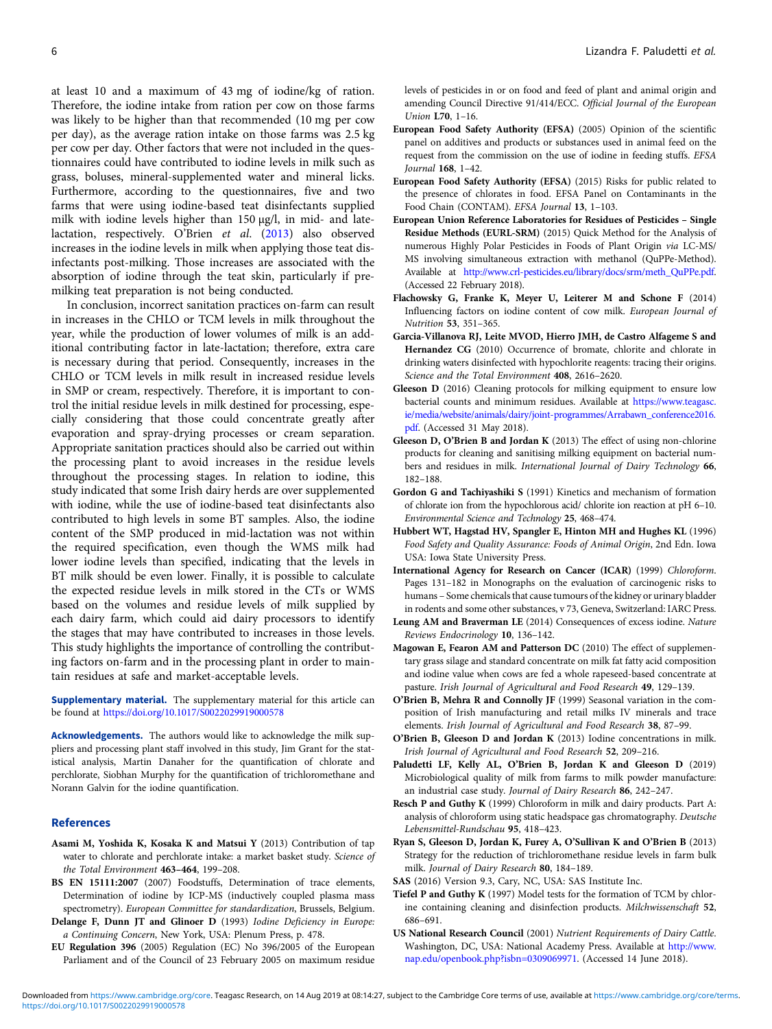at least 10 and a maximum of 43 mg of iodine/kg of ration. Therefore, the iodine intake from ration per cow on those farms was likely to be higher than that recommended (10 mg per cow per day), as the average ration intake on those farms was 2.5 kg per cow per day. Other factors that were not included in the questionnaires could have contributed to iodine levels in milk such as grass, boluses, mineral-supplemented water and mineral licks. Furthermore, according to the questionnaires, five and two farms that were using iodine-based teat disinfectants supplied milk with iodine levels higher than 150 µg/l, in mid- and late-lactation, respectively. O'Brien *et al.* (2013) also observed increases in the iodine levels in milk when applying those teat disinfectants post-milking. Those increases are associated with the absorption of iodine through the teat skin, particularly if pre-milking teat preparation is not being conducted.

In conclusion, incorrect sanitation practices on-farm can result in increases in the CHLO or TCM levels in milk throughout the year, while the production of lower volumes of milk is an additional contributing factor in late-lactation; therefore, extra care is necessary during that period. Consequently, increases in the CHLO or TCM levels in milk result in increased residue levels in SMP or cream, respectively. Therefore, it is important to control the initial residue levels in milk destined for processing, especially considering that those could concentrate greatly after evaporation and spray-drying processes or cream separation. Appropriate sanitation practices should also be carried out within the processing plant to avoid increases in the residue levels throughout the processing stages. In relation to iodine, this study indicated that some Irish dairy herds are over supplemented with iodine, while the use of iodine-based teat disinfectants also contributed to high levels in some BT samples. Also, the iodine content of the SMP produced in mid-lactation was not within the required specification, even though the WMS milk had lower iodine levels than specified, indicating that the levels in BT milk should be even lower. Finally, it is possible to calculate the expected residue levels in milk stored in the CTs or WMS based on the volumes and residue levels of milk supplied by each dairy farm, which could aid dairy processors to identify the stages that may have contributed to increases in those levels. This study highlights the importance of controlling the contributing factors on-farm and in the processing plant in order to maintain residues at safe and market-acceptable levels.

**Supplementary material.** The supplementary material for this article can be found at https://doi.org/10.1017/S0022029919000578

**Acknowledgements.** The authors would like to acknowledge the milk suppliers and processing plant staff involved in this study, Jim Grant for the statistical analysis, Martin Danaher for the quantification of chlorate and perchlorate, Siobhan Murphy for the quantification of trichloromethane and Norann Galvin for the iodine quantification.

## References

**Asami M, Yoshida K, Kosaka K and Matsui Y** (2013) Contribution of tap water to chlorate and perchlorate intake: a market basket study. *Science of the Total Environment* **463–464**, 199–208.

**BS EN 15111:2007** (2007) Foodstuffs, Determination of trace elements, Determination of iodine by ICP-MS (inductively coupled plasma mass spectrometry). *European Committee for standardization*, Brussels, Belgium.

**Delange F, Dunn JT and Glinoer D** (1993) *Iodine Deficiency in Europe: a Continuing Concern*, New York, USA: Plenum Press, p. 478.

**EU Regulation 396** (2005) Regulation (EC) No 396/2005 of the European Parliament and of the Council of 23 February 2005 on maximum residue levels of pesticides in or on food and feed of plant and animal origin and amending Council Directive 91/414/ECC. *Official Journal of the European Union* **L70**, 1–16.

**European Food Safety Authority (EFSA)** (2005) Opinion of the scientific panel on additives and products or substances used in animal feed on the request from the commission on the use of iodine in feeding stuffs. *EFSA Journal* **168**, 1–42.

**European Food Safety Authority (EFSA)** (2015) Risks for public related to the presence of chlorates in food. EFSA Panel on Contaminants in the Food Chain (CONTAM). *EFSA Journal* **13**, 1–103.

**European Union Reference Laboratories for Residues of Pesticides – Single Residue Methods (EURL-SRM)** (2015) Quick Method for the Analysis of numerous Highly Polar Pesticides in Foods of Plant Origin *via* LC-MS/MS involving simultaneous extraction with methanol (QuPPe-Method). Available at http://www.crl-pesticides.eu/library/docs/srm/meth_QuPPe.pdf. (Accessed 22 February 2018).

**Flachowsky G, Franke K, Meyer U, Leiterer M and Schone F** (2014) Influencing factors on iodine content of cow milk. *European Journal of Nutrition* **53**, 351–365.

**Garcia-Villanova RJ, Leite MVOD, Hierro JMH, de Castro Alfageme S and Hernandez CG** (2010) Occurrence of bromate, chlorite and chlorate in drinking waters disinfected with hypochlorite reagents: tracing their origins. *Science and the Total Environment* **408**, 2616–2620.

**Gleeson D** (2016) Cleaning protocols for milking equipment to ensure low bacterial counts and minimum residues. Available at https://www.teagasc.ie/media/website/animals/dairy/joint-programmes/Arrabawn_conference2016.pdf. (Accessed 31 May 2018).

**Gleeson D, O'Brien B and Jordan K** (2013) The effect of using non-chlorine products for cleaning and sanitising milking equipment on bacterial numbers and residues in milk. *International Journal of Dairy Technology* **66**, 182–188.

**Gordon G and Tachiyashiki S** (1991) Kinetics and mechanism of formation of chlorate ion from the hypochlorous acid/ chlorite ion reaction at pH 6–10. *Environmental Science and Technology* **25**, 468–474.

**Hubbert WT, Hagstad HV, Spangler E, Hinton MH and Hughes KL** (1996) *Food Safety and Quality Assurance: Foods of Animal Origin*, 2nd Edn. Iowa USA: Iowa State University Press.

**International Agency for Research on Cancer (ICAR)** (1999) *Chloroform*. Pages 131–182 in Monographs on the evaluation of carcinogenic risks to humans – Some chemicals that cause tumours of the kidney or urinary bladder in rodents and some other substances, v 73, Geneva, Switzerland: IARC Press.

**Leung AM and Braverman LE** (2014) Consequences of excess iodine. *Nature Reviews Endocrinology* **10**, 136–142.

**Magowan E, Fearon AM and Patterson DC** (2010) The effect of supplementary grass silage and standard concentrate on milk fat fatty acid composition and iodine value when cows are fed a whole rapeseed-based concentrate at pasture. *Irish Journal of Agricultural and Food Research* **49**, 129–139.

**O'Brien B, Mehra R and Connolly JF** (1999) Seasonal variation in the composition of Irish manufacturing and retail milks IV minerals and trace elements. *Irish Journal of Agricultural and Food Research* **38**, 87–99.

**O'Brien B, Gleeson D and Jordan K** (2013) Iodine concentrations in milk. *Irish Journal of Agricultural and Food Research* **52**, 209–216.

**Paludetti LF, Kelly AL, O'Brien B, Jordan K and Gleeson D** (2019) Microbiological quality of milk from farms to milk powder manufacture: an industrial case study. *Journal of Dairy Research* **86**, 242–247.

**Resch P and Guthy K** (1999) Chloroform in milk and dairy products. Part A: analysis of chloroform using static headspace gas chromatography. *Deutsche Lebensmittel-Rundschau* **95**, 418–423.

**Ryan S, Gleeson D, Jordan K, Furey A, O'Sullivan K and O'Brien B** (2013) Strategy for the reduction of trichloromethane residue levels in farm bulk milk. *Journal of Dairy Research* **80**, 184–189.

**SAS** (2016) Version 9.3, Cary, NC, USA: SAS Institute Inc.

**Tiefel P and Guthy K** (1997) Model tests for the formation of TCM by chlorine containing cleaning and disinfection products. *Milchwissenschaft* **52**, 686–691.

**US National Research Council** (2001) *Nutrient Requirements of Dairy Cattle*. Washington, DC, USA: National Academy Press. Available at http://www.nap.edu/openbook.php?isbn=0309069971. (Accessed 14 June 2018).